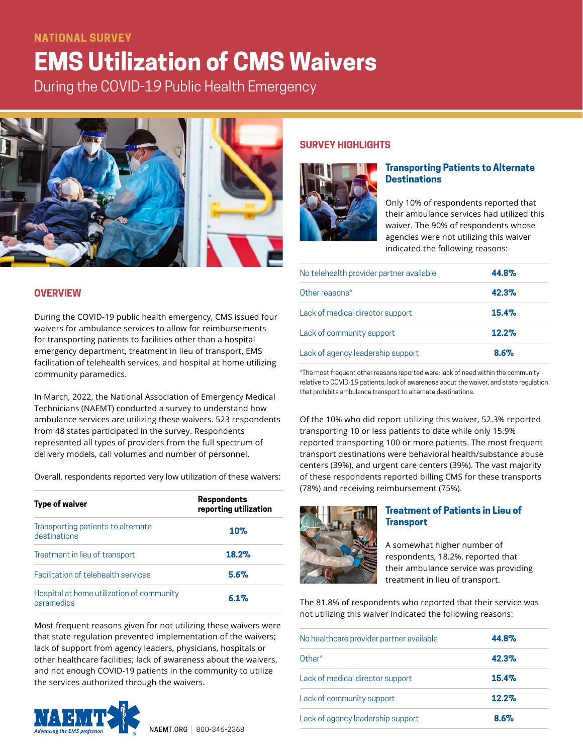NATIONAL SURVEY

# EMS Utilization of CMS Waivers

During the COVID-19 Public Health Emergency

## OVERVIEW

During the COVID-19 public health emergency, CMS issued four waivers for ambulance services to allow for reimbursements for transporting patients to facilities other than a hospital emergency department, treatment in lieu of transport, EMS facilitation of telehealth services, and hospital at home utilizing community paramedics.

In March, 2022, the National Association of Emergency Medical Technicians (NAEMT) conducted a survey to understand how ambulance services are utilizing these waivers. 523 respondents from 48 states participated in the survey. Respondents represented all types of providers from the full spectrum of delivery models, call volumes and number of personnel.

Overall, respondents reported very low utilization of these waivers:

| Type of waiver | Respondents reporting utilization |
|---|---|
| Transporting patients to alternate destinations | 10% |
| Treatment in lieu of transport | 18.2% |
| Facilitation of telehealth services | 5.6% |
| Hospital at home utilization of community paramedics | 6.1% |

Most frequent reasons given for not utilizing these waivers were that state regulation prevented implementation of the waivers; lack of support from agency leaders, physicians, hospitals or other healthcare facilities; lack of awareness about the waivers, and not enough COVID-19 patients in the community to utilize the services authorized through the waivers.

NAEMT.ORG | 800-346-2368

## SURVEY HIGHLIGHTS

### Transporting Patients to Alternate Destinations

Only 10% of respondents reported that their ambulance services had utilized this waiver. The 90% of respondents whose agencies were not utilizing this waiver indicated the following reasons:

| Reason | % |
|---|---|
| No telehealth provider partner available | 44.8% |
| Other reasons* | 42.3% |
| Lack of medical director support | 15.4% |
| Lack of community support | 12.2% |
| Lack of agency leadership support | 8.6% |

*The most frequent other reasons reported were: lack of need within the community relative to COVID-19 patients, lack of awareness about the waiver, and state regulation that prohibits ambulance transport to alternate destinations.

Of the 10% who did report utilizing this waiver, 52.3% reported transporting 10 or less patients to date while only 15.9% reported transporting 100 or more patients. The most frequent transport destinations were behavioral health/substance abuse centers (39%), and urgent care centers (39%). The vast majority of these respondents reported billing CMS for these transports (78%) and receiving reimbursement (75%).

### Treatment of Patients in Lieu of Transport

A somewhat higher number of respondents, 18.2%, reported that their ambulance service was providing treatment in lieu of transport.

The 81.8% of respondents who reported that their service was not utilizing this waiver indicated the following reasons:

| Reason | % |
|---|---|
| No healthcare provider partner available | 44.8% |
| Other* | 42.3% |
| Lack of medical director support | 15.4% |
| Lack of community support | 12.2% |
| Lack of agency leadership support | 8.6% |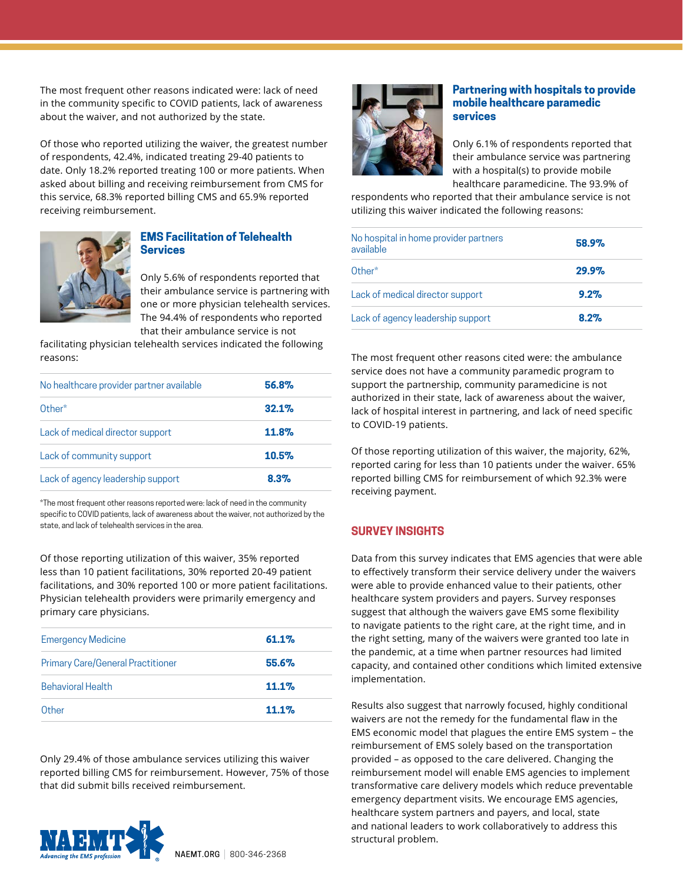The most frequent other reasons indicated were: lack of need in the community specific to COVID patients, lack of awareness about the waiver, and not authorized by the state.

Of those who reported utilizing the waiver, the greatest number of respondents, 42.4%, indicated treating 29-40 patients to date. Only 18.2% reported treating 100 or more patients. When asked about billing and receiving reimbursement from CMS for this service, 68.3% reported billing CMS and 65.9% reported receiving reimbursement.

### EMS Facilitation of Telehealth Services

Only 5.6% of respondents reported that their ambulance service is partnering with one or more physician telehealth services. The 94.4% of respondents who reported that their ambulance service is not facilitating physician telehealth services indicated the following reasons:

| | |
|---|---|
| No healthcare provider partner available | 56.8% |
| Other* | 32.1% |
| Lack of medical director support | 11.8% |
| Lack of community support | 10.5% |
| Lack of agency leadership support | 8.3% |

*The most frequent other reasons reported were: lack of need in the community specific to COVID patients, lack of awareness about the waiver, not authorized by the state, and lack of telehealth services in the area.

Of those reporting utilization of this waiver, 35% reported less than 10 patient facilitations, 30% reported 20-49 patient facilitations, and 30% reported 100 or more patient facilitations. Physician telehealth providers were primarily emergency and primary care physicians.

| | |
|---|---|
| Emergency Medicine | 61.1% |
| Primary Care/General Practitioner | 55.6% |
| Behavioral Health | 11.1% |
| Other | 11.1% |

Only 29.4% of those ambulance services utilizing this waiver reported billing CMS for reimbursement. However, 75% of those that did submit bills received reimbursement.

### Partnering with hospitals to provide mobile healthcare paramedic services

Only 6.1% of respondents reported that their ambulance service was partnering with a hospital(s) to provide mobile healthcare paramedicine. The 93.9% of respondents who reported that their ambulance service is not utilizing this waiver indicated the following reasons:

| | |
|---|---|
| No hospital in home provider partners available | 58.9% |
| Other* | 29.9% |
| Lack of medical director support | 9.2% |
| Lack of agency leadership support | 8.2% |

The most frequent other reasons cited were: the ambulance service does not have a community paramedic program to support the partnership, community paramedicine is not authorized in their state, lack of awareness about the waiver, lack of hospital interest in partnering, and lack of need specific to COVID-19 patients.

Of those reporting utilization of this waiver, the majority, 62%, reported caring for less than 10 patients under the waiver. 65% reported billing CMS for reimbursement of which 92.3% were receiving payment.

## SURVEY INSIGHTS

Data from this survey indicates that EMS agencies that were able to effectively transform their service delivery under the waivers were able to provide enhanced value to their patients, other healthcare system providers and payers. Survey responses suggest that although the waivers gave EMS some flexibility to navigate patients to the right care, at the right time, and in the right setting, many of the waivers were granted too late in the pandemic, at a time when partner resources had limited capacity, and contained other conditions which limited extensive implementation.

Results also suggest that narrowly focused, highly conditional waivers are not the remedy for the fundamental flaw in the EMS economic model that plagues the entire EMS system – the reimbursement of EMS solely based on the transportation provided – as opposed to the care delivered. Changing the reimbursement model will enable EMS agencies to implement transformative care delivery models which reduce preventable emergency department visits. We encourage EMS agencies, healthcare system partners and payers, and local, state and national leaders to work collaboratively to address this structural problem.

NAEMT.ORG | 800-346-2368